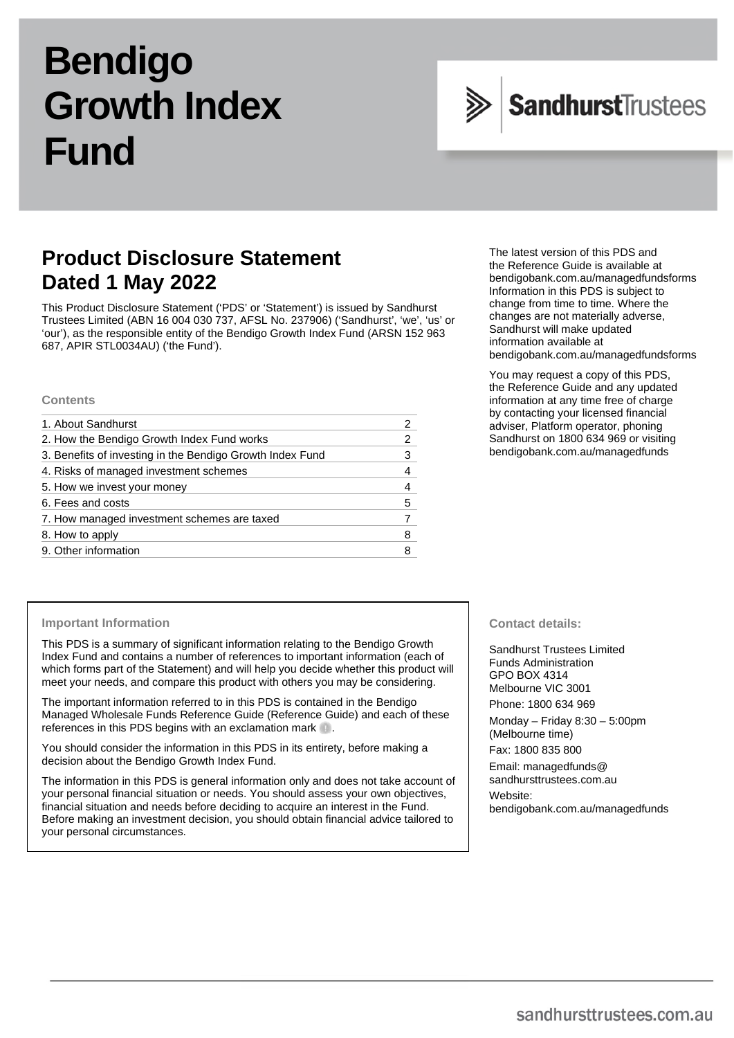# Bendigo Growth Index Fund

SandhurstTrustees

## Product Disclosure Statement Dated 1 May 2022

This Product Disclosure Statement ('PDS' or 'Statement') is issued by Sandhurst Trustees Limited (ABN 16 004 030 737, AFSL No. 237906) ('Sandhurst', 'we', 'us' or 'our'), as the responsible entity of the Bendigo Growth Index Fund (ARSN 152 963 687, APIR STL0034AU) ('the Fund').

The latest version of this PDS and the Reference Guide is available at bendigobank.com.au/managedfundsforms Information in this PDS is subject to change from time to time. Where the changes are not materially adverse, Sandhurst will make updated information available at bendigobank.com.au/managedfundsforms

You may request a copy of this PDS, the Reference Guide and any updated information at any time free of charge by contacting your licensed financial adviser, Platform operator, phoning Sandhurst on 1800 634 969 or visiting bendigobank.com.au/managedfunds

### Contents

| | |
|---|---|
| 1. About Sandhurst | 2 |
| 2. How the Bendigo Growth Index Fund works | 2 |
| 3. Benefits of investing in the Bendigo Growth Index Fund | 3 |
| 4. Risks of managed investment schemes | 4 |
| 5. How we invest your money | 4 |
| 6. Fees and costs | 5 |
| 7. How managed investment schemes are taxed | 7 |
| 8. How to apply | 8 |
| 9. Other information | 8 |

### Important Information

This PDS is a summary of significant information relating to the Bendigo Growth Index Fund and contains a number of references to important information (each of which forms part of the Statement) and will help you decide whether this product will meet your needs, and compare this product with others you may be considering.

The important information referred to in this PDS is contained in the Bendigo Managed Wholesale Funds Reference Guide (Reference Guide) and each of these references in this PDS begins with an exclamation mark !.

You should consider the information in this PDS in its entirety, before making a decision about the Bendigo Growth Index Fund.

The information in this PDS is general information only and does not take account of your personal financial situation or needs. You should assess your own objectives, financial situation and needs before deciding to acquire an interest in the Fund. Before making an investment decision, you should obtain financial advice tailored to your personal circumstances.

### Contact details:

Sandhurst Trustees Limited
Funds Administration
GPO BOX 4314
Melbourne VIC 3001

Phone: 1800 634 969

Monday – Friday 8:30 – 5:00pm (Melbourne time)

Fax: 1800 835 800

Email: managedfunds@sandhursttrustees.com.au

Website: bendigobank.com.au/managedfunds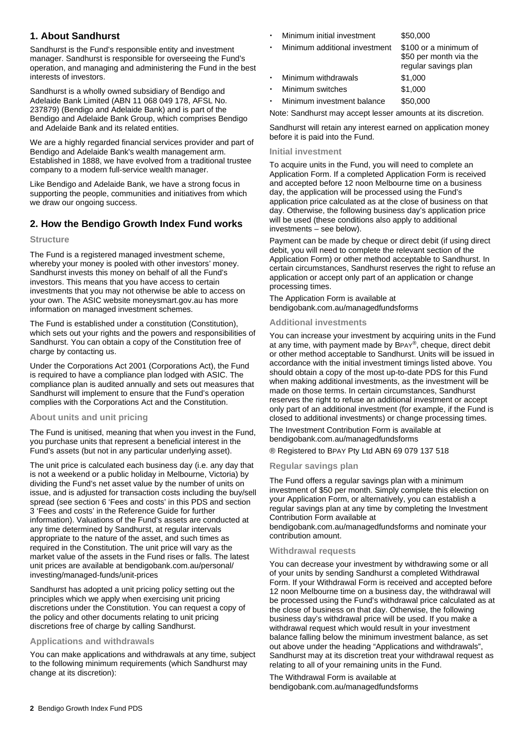## 1. About Sandhurst

Sandhurst is the Fund's responsible entity and investment manager. Sandhurst is responsible for overseeing the Fund's operation, and managing and administering the Fund in the best interests of investors.

Sandhurst is a wholly owned subsidiary of Bendigo and Adelaide Bank Limited (ABN 11 068 049 178, AFSL No. 237879) (Bendigo and Adelaide Bank) and is part of the Bendigo and Adelaide Bank Group, which comprises Bendigo and Adelaide Bank and its related entities.

We are a highly regarded financial services provider and part of Bendigo and Adelaide Bank's wealth management arm. Established in 1888, we have evolved from a traditional trustee company to a modern full-service wealth manager.

Like Bendigo and Adelaide Bank, we have a strong focus in supporting the people, communities and initiatives from which we draw our ongoing success.

## 2. How the Bendigo Growth Index Fund works

### Structure

The Fund is a registered managed investment scheme, whereby your money is pooled with other investors' money. Sandhurst invests this money on behalf of all the Fund's investors. This means that you have access to certain investments that you may not otherwise be able to access on your own. The ASIC website moneysmart.gov.au has more information on managed investment schemes.

The Fund is established under a constitution (Constitution), which sets out your rights and the powers and responsibilities of Sandhurst. You can obtain a copy of the Constitution free of charge by contacting us.

Under the Corporations Act 2001 (Corporations Act), the Fund is required to have a compliance plan lodged with ASIC. The compliance plan is audited annually and sets out measures that Sandhurst will implement to ensure that the Fund's operation complies with the Corporations Act and the Constitution.

### About units and unit pricing

The Fund is unitised, meaning that when you invest in the Fund, you purchase units that represent a beneficial interest in the Fund's assets (but not in any particular underlying asset).

The unit price is calculated each business day (i.e. any day that is not a weekend or a public holiday in Melbourne, Victoria) by dividing the Fund's net asset value by the number of units on issue, and is adjusted for transaction costs including the buy/sell spread (see section 6 'Fees and costs' in this PDS and section 3 'Fees and costs' in the Reference Guide for further information). Valuations of the Fund's assets are conducted at any time determined by Sandhurst, at regular intervals appropriate to the nature of the asset, and such times as required in the Constitution. The unit price will vary as the market value of the assets in the Fund rises or falls. The latest unit prices are available at bendigobank.com.au/personal/investing/managed-funds/unit-prices

Sandhurst has adopted a unit pricing policy setting out the principles which we apply when exercising unit pricing discretions under the Constitution. You can request a copy of the policy and other documents relating to unit pricing discretions free of charge by calling Sandhurst.

### Applications and withdrawals

You can make applications and withdrawals at any time, subject to the following minimum requirements (which Sandhurst may change at its discretion):

- Minimum initial investment — $50,000
- Minimum additional investment — $100 or a minimum of $50 per month via the regular savings plan
- Minimum withdrawals — $1,000
- Minimum switches — $1,000
- Minimum investment balance — $50,000

Note: Sandhurst may accept lesser amounts at its discretion.

Sandhurst will retain any interest earned on application money before it is paid into the Fund.

### Initial investment

To acquire units in the Fund, you will need to complete an Application Form. If a completed Application Form is received and accepted before 12 noon Melbourne time on a business day, the application will be processed using the Fund's application price calculated as at the close of business on that day. Otherwise, the following business day's application price will be used (these conditions also apply to additional investments – see below).

Payment can be made by cheque or direct debit (if using direct debit, you will need to complete the relevant section of the Application Form) or other method acceptable to Sandhurst. In certain circumstances, Sandhurst reserves the right to refuse an application or accept only part of an application or change processing times.

The Application Form is available at bendigobank.com.au/managedfundsforms

### Additional investments

You can increase your investment by acquiring units in the Fund at any time, with payment made by BPAY®, cheque, direct debit or other method acceptable to Sandhurst. Units will be issued in accordance with the initial investment timings listed above. You should obtain a copy of the most up-to-date PDS for this Fund when making additional investments, as the investment will be made on those terms. In certain circumstances, Sandhurst reserves the right to refuse an additional investment or accept only part of an additional investment (for example, if the Fund is closed to additional investments) or change processing times.

The Investment Contribution Form is available at bendigobank.com.au/managedfundsforms

® Registered to BPAY Pty Ltd ABN 69 079 137 518

### Regular savings plan

The Fund offers a regular savings plan with a minimum investment of $50 per month. Simply complete this election on your Application Form, or alternatively, you can establish a regular savings plan at any time by completing the Investment Contribution Form available at bendigobank.com.au/managedfundsforms and nominate your contribution amount.

### Withdrawal requests

You can decrease your investment by withdrawing some or all of your units by sending Sandhurst a completed Withdrawal Form. If your Withdrawal Form is received and accepted before 12 noon Melbourne time on a business day, the withdrawal will be processed using the Fund's withdrawal price calculated as at the close of business on that day. Otherwise, the following business day's withdrawal price will be used. If you make a withdrawal request which would result in your investment balance falling below the minimum investment balance, as set out above under the heading "Applications and withdrawals", Sandhurst may at its discretion treat your withdrawal request as relating to all of your remaining units in the Fund.

The Withdrawal Form is available at bendigobank.com.au/managedfundsforms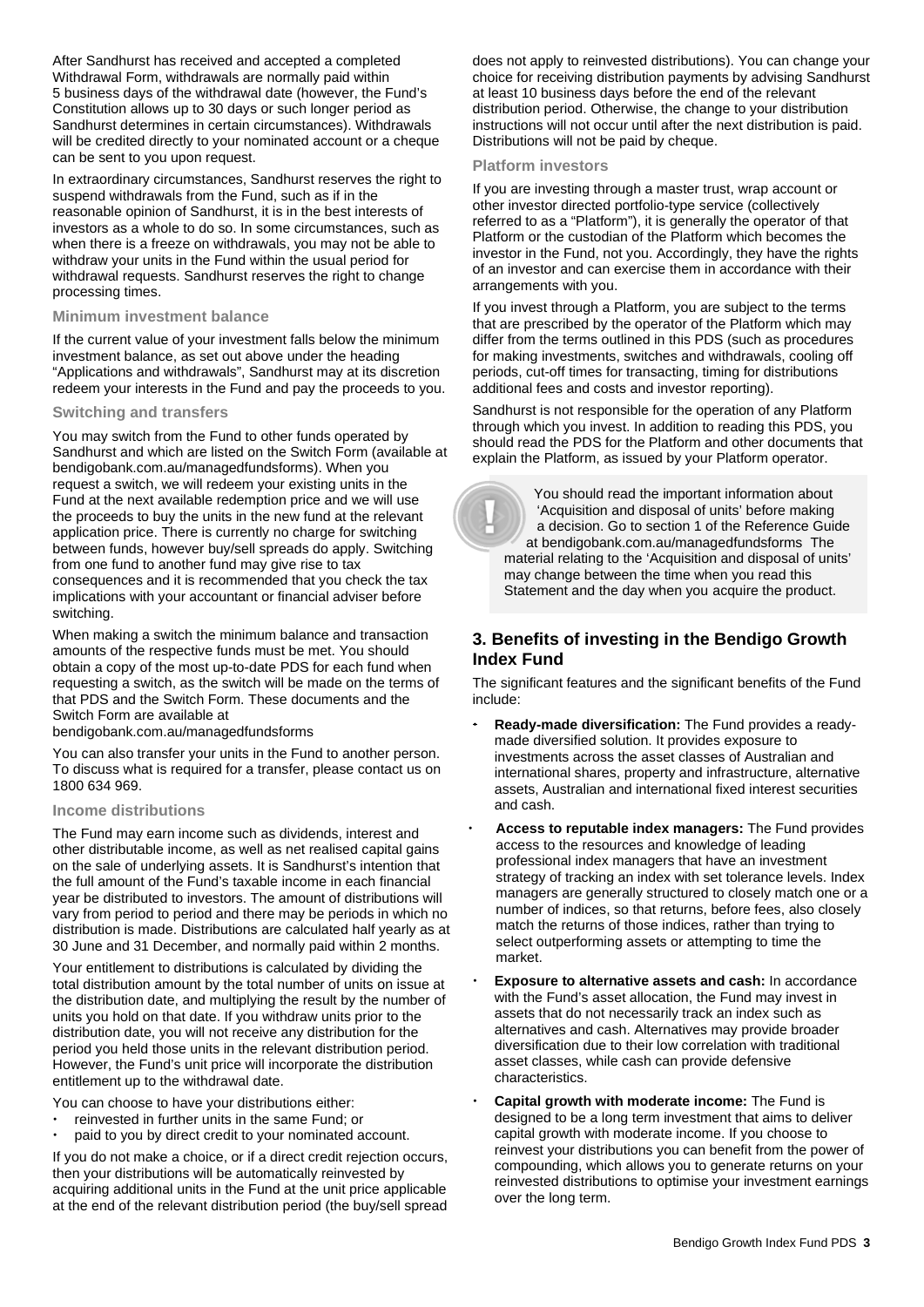After Sandhurst has received and accepted a completed Withdrawal Form, withdrawals are normally paid within 5 business days of the withdrawal date (however, the Fund's Constitution allows up to 30 days or such longer period as Sandhurst determines in certain circumstances). Withdrawals will be credited directly to your nominated account or a cheque can be sent to you upon request.

In extraordinary circumstances, Sandhurst reserves the right to suspend withdrawals from the Fund, such as if in the reasonable opinion of Sandhurst, it is in the best interests of investors as a whole to do so. In some circumstances, such as when there is a freeze on withdrawals, you may not be able to withdraw your units in the Fund within the usual period for withdrawal requests. Sandhurst reserves the right to change processing times.

### Minimum investment balance

If the current value of your investment falls below the minimum investment balance, as set out above under the heading "Applications and withdrawals", Sandhurst may at its discretion redeem your interests in the Fund and pay the proceeds to you.

### Switching and transfers

You may switch from the Fund to other funds operated by Sandhurst and which are listed on the Switch Form (available at bendigobank.com.au/managedfundsforms). When you request a switch, we will redeem your existing units in the Fund at the next available redemption price and we will use the proceeds to buy the units in the new fund at the relevant application price. There is currently no charge for switching between funds, however buy/sell spreads do apply. Switching from one fund to another fund may give rise to tax consequences and it is recommended that you check the tax implications with your accountant or financial adviser before switching.

When making a switch the minimum balance and transaction amounts of the respective funds must be met. You should obtain a copy of the most up-to-date PDS for each fund when requesting a switch, as the switch will be made on the terms of that PDS and the Switch Form. These documents and the Switch Form are available at
bendigobank.com.au/managedfundsforms

You can also transfer your units in the Fund to another person. To discuss what is required for a transfer, please contact us on 1800 634 969.

### Income distributions

The Fund may earn income such as dividends, interest and other distributable income, as well as net realised capital gains on the sale of underlying assets. It is Sandhurst's intention that the full amount of the Fund's taxable income in each financial year be distributed to investors. The amount of distributions will vary from period to period and there may be periods in which no distribution is made. Distributions are calculated half yearly as at 30 June and 31 December, and normally paid within 2 months.

Your entitlement to distributions is calculated by dividing the total distribution amount by the total number of units on issue at the distribution date, and multiplying the result by the number of units you hold on that date. If you withdraw units prior to the distribution date, you will not receive any distribution for the period you held those units in the relevant distribution period. However, the Fund's unit price will incorporate the distribution entitlement up to the withdrawal date.

You can choose to have your distributions either:

- reinvested in further units in the same Fund; or
- paid to you by direct credit to your nominated account.

If you do not make a choice, or if a direct credit rejection occurs, then your distributions will be automatically reinvested by acquiring additional units in the Fund at the unit price applicable at the end of the relevant distribution period (the buy/sell spread does not apply to reinvested distributions). You can change your choice for receiving distribution payments by advising Sandhurst at least 10 business days before the end of the relevant distribution period. Otherwise, the change to your distribution instructions will not occur until after the next distribution is paid. Distributions will not be paid by cheque.

### Platform investors

If you are investing through a master trust, wrap account or other investor directed portfolio-type service (collectively referred to as a "Platform"), it is generally the operator of that Platform or the custodian of the Platform which becomes the investor in the Fund, not you. Accordingly, they have the rights of an investor and can exercise them in accordance with their arrangements with you.

If you invest through a Platform, you are subject to the terms that are prescribed by the operator of the Platform which may differ from the terms outlined in this PDS (such as procedures for making investments, switches and withdrawals, cooling off periods, cut-off times for transacting, timing for distributions additional fees and costs and investor reporting).

Sandhurst is not responsible for the operation of any Platform through which you invest. In addition to reading this PDS, you should read the PDS for the Platform and other documents that explain the Platform, as issued by your Platform operator.

You should read the important information about 'Acquisition and disposal of units' before making a decision. Go to section 1 of the Reference Guide at bendigobank.com.au/managedfundsforms The material relating to the 'Acquisition and disposal of units' may change between the time when you read this Statement and the day when you acquire the product.

## 3. Benefits of investing in the Bendigo Growth Index Fund

The significant features and the significant benefits of the Fund include:

- **Ready-made diversification:** The Fund provides a ready-made diversified solution. It provides exposure to investments across the asset classes of Australian and international shares, property and infrastructure, alternative assets, Australian and international fixed interest securities and cash.
- **Access to reputable index managers:** The Fund provides access to the resources and knowledge of leading professional index managers that have an investment strategy of tracking an index with set tolerance levels. Index managers are generally structured to closely match one or a number of indices, so that returns, before fees, also closely match the returns of those indices, rather than trying to select outperforming assets or attempting to time the market.
- **Exposure to alternative assets and cash:** In accordance with the Fund's asset allocation, the Fund may invest in assets that do not necessarily track an index such as alternatives and cash. Alternatives may provide broader diversification due to their low correlation with traditional asset classes, while cash can provide defensive characteristics.
- **Capital growth with moderate income:** The Fund is designed to be a long term investment that aims to deliver capital growth with moderate income. If you choose to reinvest your distributions you can benefit from the power of compounding, which allows you to generate returns on your reinvested distributions to optimise your investment earnings over the long term.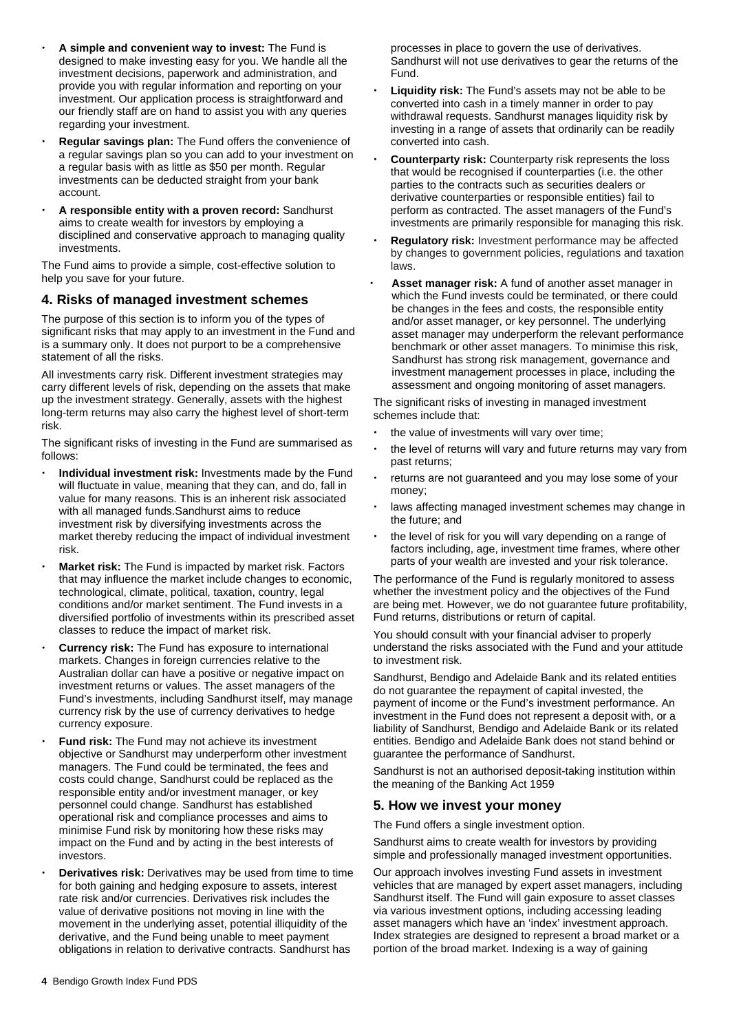- **A simple and convenient way to invest:** The Fund is designed to make investing easy for you. We handle all the investment decisions, paperwork and administration, and provide you with regular information and reporting on your investment. Our application process is straightforward and our friendly staff are on hand to assist you with any queries regarding your investment.
- **Regular savings plan:** The Fund offers the convenience of a regular savings plan so you can add to your investment on a regular basis with as little as $50 per month. Regular investments can be deducted straight from your bank account.
- **A responsible entity with a proven record:** Sandhurst aims to create wealth for investors by employing a disciplined and conservative approach to managing quality investments.

The Fund aims to provide a simple, cost-effective solution to help you save for your future.

## 4. Risks of managed investment schemes

The purpose of this section is to inform you of the types of significant risks that may apply to an investment in the Fund and is a summary only. It does not purport to be a comprehensive statement of all the risks.

All investments carry risk. Different investment strategies may carry different levels of risk, depending on the assets that make up the investment strategy. Generally, assets with the highest long-term returns may also carry the highest level of short-term risk.

The significant risks of investing in the Fund are summarised as follows:

- **Individual investment risk:** Investments made by the Fund will fluctuate in value, meaning that they can, and do, fall in value for many reasons. This is an inherent risk associated with all managed funds.Sandhurst aims to reduce investment risk by diversifying investments across the market thereby reducing the impact of individual investment risk.
- **Market risk:** The Fund is impacted by market risk. Factors that may influence the market include changes to economic, technological, climate, political, taxation, country, legal conditions and/or market sentiment. The Fund invests in a diversified portfolio of investments within its prescribed asset classes to reduce the impact of market risk.
- **Currency risk:** The Fund has exposure to international markets. Changes in foreign currencies relative to the Australian dollar can have a positive or negative impact on investment returns or values. The asset managers of the Fund's investments, including Sandhurst itself, may manage currency risk by the use of currency derivatives to hedge currency exposure.
- **Fund risk:** The Fund may not achieve its investment objective or Sandhurst may underperform other investment managers. The Fund could be terminated, the fees and costs could change, Sandhurst could be replaced as the responsible entity and/or investment manager, or key personnel could change. Sandhurst has established operational risk and compliance processes and aims to minimise Fund risk by monitoring how these risks may impact on the Fund and by acting in the best interests of investors.
- **Derivatives risk:** Derivatives may be used from time to time for both gaining and hedging exposure to assets, interest rate risk and/or currencies. Derivatives risk includes the value of derivative positions not moving in line with the movement in the underlying asset, potential illiquidity of the derivative, and the Fund being unable to meet payment obligations in relation to derivative contracts. Sandhurst has processes in place to govern the use of derivatives. Sandhurst will not use derivatives to gear the returns of the Fund.
- **Liquidity risk:** The Fund's assets may not be able to be converted into cash in a timely manner in order to pay withdrawal requests. Sandhurst manages liquidity risk by investing in a range of assets that ordinarily can be readily converted into cash.
- **Counterparty risk:** Counterparty risk represents the loss that would be recognised if counterparties (i.e. the other parties to the contracts such as securities dealers or derivative counterparties or responsible entities) fail to perform as contracted. The asset managers of the Fund's investments are primarily responsible for managing this risk.
- **Regulatory risk:** Investment performance may be affected by changes to government policies, regulations and taxation laws.
- **Asset manager risk:** A fund of another asset manager in which the Fund invests could be terminated, or there could be changes in the fees and costs, the responsible entity and/or asset manager, or key personnel. The underlying asset manager may underperform the relevant performance benchmark or other asset managers. To minimise this risk, Sandhurst has strong risk management, governance and investment management processes in place, including the assessment and ongoing monitoring of asset managers.

The significant risks of investing in managed investment schemes include that:

- the value of investments will vary over time;
- the level of returns will vary and future returns may vary from past returns;
- returns are not guaranteed and you may lose some of your money;
- laws affecting managed investment schemes may change in the future; and
- the level of risk for you will vary depending on a range of factors including, age, investment time frames, where other parts of your wealth are invested and your risk tolerance.

The performance of the Fund is regularly monitored to assess whether the investment policy and the objectives of the Fund are being met. However, we do not guarantee future profitability, Fund returns, distributions or return of capital.

You should consult with your financial adviser to properly understand the risks associated with the Fund and your attitude to investment risk.

Sandhurst, Bendigo and Adelaide Bank and its related entities do not guarantee the repayment of capital invested, the payment of income or the Fund's investment performance. An investment in the Fund does not represent a deposit with, or a liability of Sandhurst, Bendigo and Adelaide Bank or its related entities. Bendigo and Adelaide Bank does not stand behind or guarantee the performance of Sandhurst.

Sandhurst is not an authorised deposit-taking institution within the meaning of the Banking Act 1959

## 5. How we invest your money

The Fund offers a single investment option.

Sandhurst aims to create wealth for investors by providing simple and professionally managed investment opportunities.

Our approach involves investing Fund assets in investment vehicles that are managed by expert asset managers, including Sandhurst itself. The Fund will gain exposure to asset classes via various investment options, including accessing leading asset managers which have an 'index' investment approach. Index strategies are designed to represent a broad market or a portion of the broad market. Indexing is a way of gaining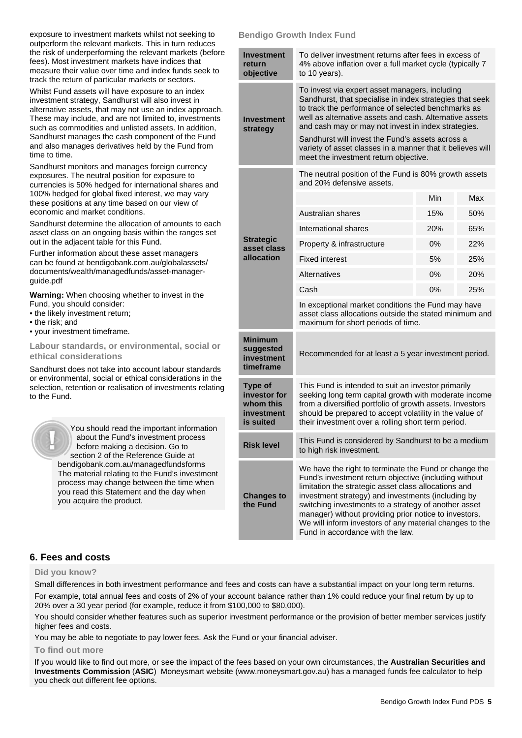exposure to investment markets whilst not seeking to outperform the relevant markets. This in turn reduces the risk of underperforming the relevant markets (before fees). Most investment markets have indices that measure their value over time and index funds seek to track the return of particular markets or sectors.

Whilst Fund assets will have exposure to an index investment strategy, Sandhurst will also invest in alternative assets, that may not use an index approach. These may include, and are not limited to, investments such as commodities and unlisted assets. In addition, Sandhurst manages the cash component of the Fund and also manages derivatives held by the Fund from time to time.

Sandhurst monitors and manages foreign currency exposures. The neutral position for exposure to currencies is 50% hedged for international shares and 100% hedged for global fixed interest, we may vary these positions at any time based on our view of economic and market conditions.

Sandhurst determine the allocation of amounts to each asset class on an ongoing basis within the ranges set out in the adjacent table for this Fund.

Further information about these asset managers can be found at bendigobank.com.au/globalassets/documents/wealth/managedfunds/asset-manager-guide.pdf

**Warning:** When choosing whether to invest in the Fund, you should consider:
- the likely investment return;
- the risk; and
- your investment timeframe.

### Labour standards, or environmental, social or ethical considerations

Sandhurst does not take into account labour standards or environmental, social or ethical considerations in the selection, retention or realisation of investments relating to the Fund.

You should read the important information about the Fund's investment process before making a decision. Go to section 2 of the Reference Guide at bendigobank.com.au/managedfundsforms The material relating to the Fund's investment process may change between the time when you read this Statement and the day when you acquire the product.

### Bendigo Growth Index Fund

| | | | |
|---|---|---|---|
| **Investment return objective** | To deliver investment returns after fees in excess of 4% above inflation over a full market cycle (typically 7 to 10 years). | | |
| **Investment strategy** | To invest via expert asset managers, including Sandhurst, that specialise in index strategies that seek to track the performance of selected benchmarks as well as alternative assets and cash. Alternative assets and cash may or may not invest in index strategies. Sandhurst will invest the Fund's assets across a variety of asset classes in a manner that it believes will meet the investment return objective. | | |
| **Strategic asset class allocation** | The neutral position of the Fund is 80% growth assets and 20% defensive assets. | | |
| | | Min | Max |
| | Australian shares | 15% | 50% |
| | International shares | 20% | 65% |
| | Property & infrastructure | 0% | 22% |
| | Fixed interest | 5% | 25% |
| | Alternatives | 0% | 20% |
| | Cash | 0% | 25% |
| | In exceptional market conditions the Fund may have asset class allocations outside the stated minimum and maximum for short periods of time. | | |
| **Minimum suggested investment timeframe** | Recommended for at least a 5 year investment period. | | |
| **Type of investor for whom this investment is suited** | This Fund is intended to suit an investor primarily seeking long term capital growth with moderate income from a diversified portfolio of growth assets. Investors should be prepared to accept volatility in the value of their investment over a rolling short term period. | | |
| **Risk level** | This Fund is considered by Sandhurst to be a medium to high risk investment. | | |
| **Changes to the Fund** | We have the right to terminate the Fund or change the Fund's investment return objective (including without limitation the strategic asset class allocations and investment strategy) and investments (including by switching investments to a strategy of another asset manager) without providing prior notice to investors. We will inform investors of any material changes to the Fund in accordance with the law. | | |

## 6. Fees and costs

### Did you know?

Small differences in both investment performance and fees and costs can have a substantial impact on your long term returns.

For example, total annual fees and costs of 2% of your account balance rather than 1% could reduce your final return by up to 20% over a 30 year period (for example, reduce it from $100,000 to $80,000).

You should consider whether features such as superior investment performance or the provision of better member services justify higher fees and costs.

You may be able to negotiate to pay lower fees. Ask the Fund or your financial adviser.

### To find out more

If you would like to find out more, or see the impact of the fees based on your own circumstances, the **Australian Securities and Investments Commission** (**ASIC**) Moneysmart website (www.moneysmart.gov.au) has a managed funds fee calculator to help you check out different fee options.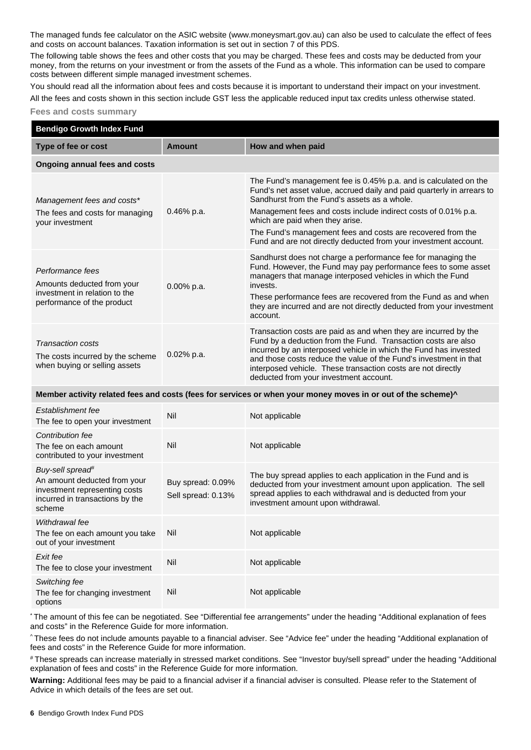The managed funds fee calculator on the ASIC website (www.moneysmart.gov.au) can also be used to calculate the effect of fees and costs on account balances. Taxation information is set out in section 7 of this PDS.

The following table shows the fees and other costs that you may be charged. These fees and costs may be deducted from your money, from the returns on your investment or from the assets of the Fund as a whole. This information can be used to compare costs between different simple managed investment schemes.

You should read all the information about fees and costs because it is important to understand their impact on your investment.

All the fees and costs shown in this section include GST less the applicable reduced input tax credits unless otherwise stated.

### Fees and costs summary

| **Bendigo Growth Index Fund** | | |
|---|---|---|
| **Type of fee or cost** | **Amount** | **How and when paid** |
| **Ongoing annual fees and costs** | | |
| *Management fees and costs** The fees and costs for managing your investment | 0.46% p.a. | The Fund's management fee is 0.45% p.a. and is calculated on the Fund's net asset value, accrued daily and paid quarterly in arrears to Sandhurst from the Fund's assets as a whole. Management fees and costs include indirect costs of 0.01% p.a. which are paid when they arise. The Fund's management fees and costs are recovered from the Fund and are not directly deducted from your investment account. |
| *Performance fees* Amounts deducted from your investment in relation to the performance of the product | 0.00% p.a. | Sandhurst does not charge a performance fee for managing the Fund. However, the Fund may pay performance fees to some asset managers that manage interposed vehicles in which the Fund invests. These performance fees are recovered from the Fund as and when they are incurred and are not directly deducted from your investment account. |
| *Transaction costs* The costs incurred by the scheme when buying or selling assets | 0.02% p.a. | Transaction costs are paid as and when they are incurred by the Fund by a deduction from the Fund. Transaction costs are also incurred by an interposed vehicle in which the Fund has invested and those costs reduce the value of the Fund's investment in that interposed vehicle. These transaction costs are not directly deducted from your investment account. |
| **Member activity related fees and costs (fees for services or when your money moves in or out of the scheme)^** | | |
| *Establishment fee* The fee to open your investment | Nil | Not applicable |
| *Contribution fee* The fee on each amount contributed to your investment | Nil | Not applicable |
| *Buy-sell spread#* An amount deducted from your investment representing costs incurred in transactions by the scheme | Buy spread: 0.09% Sell spread: 0.13% | The buy spread applies to each application in the Fund and is deducted from your investment amount upon application. The sell spread applies to each withdrawal and is deducted from your investment amount upon withdrawal. |
| *Withdrawal fee* The fee on each amount you take out of your investment | Nil | Not applicable |
| *Exit fee* The fee to close your investment | Nil | Not applicable |
| *Switching fee* The fee for changing investment options | Nil | Not applicable |

* The amount of this fee can be negotiated. See "Differential fee arrangements" under the heading "Additional explanation of fees and costs" in the Reference Guide for more information.

^ These fees do not include amounts payable to a financial adviser. See "Advice fee" under the heading "Additional explanation of fees and costs" in the Reference Guide for more information.

# These spreads can increase materially in stressed market conditions. See "Investor buy/sell spread" under the heading "Additional explanation of fees and costs" in the Reference Guide for more information.

**Warning:** Additional fees may be paid to a financial adviser if a financial adviser is consulted. Please refer to the Statement of Advice in which details of the fees are set out.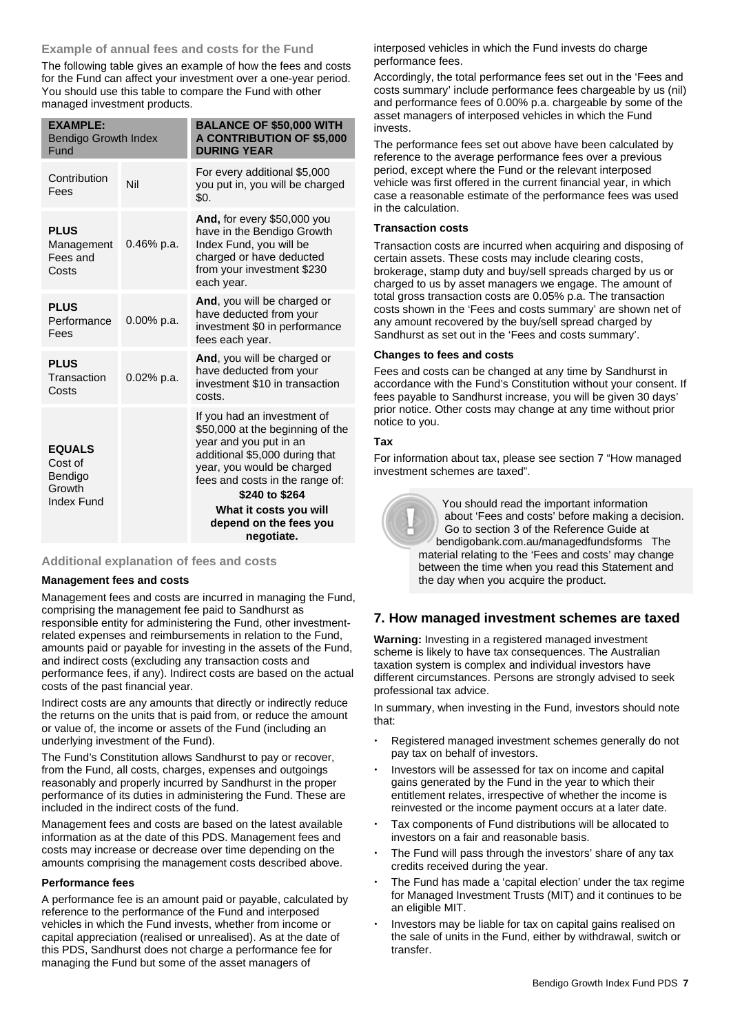### Example of annual fees and costs for the Fund

The following table gives an example of how the fees and costs for the Fund can affect your investment over a one-year period. You should use this table to compare the Fund with other managed investment products.

| **EXAMPLE:** Bendigo Growth Index Fund | | **BALANCE OF $50,000 WITH A CONTRIBUTION OF $5,000 DURING YEAR** |
|---|---|---|
| Contribution Fees | Nil | For every additional $5,000 you put in, you will be charged $0. |
| **PLUS** Management Fees and Costs | 0.46% p.a. | **And,** for every $50,000 you have in the Bendigo Growth Index Fund, you will be charged or have deducted from your investment $230 each year. |
| **PLUS** Performance Fees | 0.00% p.a. | **And**, you will be charged or have deducted from your investment $0 in performance fees each year. |
| **PLUS** Transaction Costs | 0.02% p.a. | **And**, you will be charged or have deducted from your investment $10 in transaction costs. |
| **EQUALS** Cost of Bendigo Growth Index Fund | | If you had an investment of $50,000 at the beginning of the year and you put in an additional $5,000 during that year, you would be charged fees and costs in the range of: **$240 to $264** **What it costs you will depend on the fees you negotiate.** |

### Additional explanation of fees and costs

#### Management fees and costs

Management fees and costs are incurred in managing the Fund, comprising the management fee paid to Sandhurst as responsible entity for administering the Fund, other investment-related expenses and reimbursements in relation to the Fund, amounts paid or payable for investing in the assets of the Fund, and indirect costs (excluding any transaction costs and performance fees, if any). Indirect costs are based on the actual costs of the past financial year.

Indirect costs are any amounts that directly or indirectly reduce the returns on the units that is paid from, or reduce the amount or value of, the income or assets of the Fund (including an underlying investment of the Fund).

The Fund's Constitution allows Sandhurst to pay or recover, from the Fund, all costs, charges, expenses and outgoings reasonably and properly incurred by Sandhurst in the proper performance of its duties in administering the Fund. These are included in the indirect costs of the fund.

Management fees and costs are based on the latest available information as at the date of this PDS. Management fees and costs may increase or decrease over time depending on the amounts comprising the management costs described above.

#### Performance fees

A performance fee is an amount paid or payable, calculated by reference to the performance of the Fund and interposed vehicles in which the Fund invests, whether from income or capital appreciation (realised or unrealised). As at the date of this PDS, Sandhurst does not charge a performance fee for managing the Fund but some of the asset managers of interposed vehicles in which the Fund invests do charge performance fees.

Accordingly, the total performance fees set out in the 'Fees and costs summary' include performance fees chargeable by us (nil) and performance fees of 0.00% p.a. chargeable by some of the asset managers of interposed vehicles in which the Fund invests.

The performance fees set out above have been calculated by reference to the average performance fees over a previous period, except where the Fund or the relevant interposed vehicle was first offered in the current financial year, in which case a reasonable estimate of the performance fees was used in the calculation.

#### Transaction costs

Transaction costs are incurred when acquiring and disposing of certain assets. These costs may include clearing costs, brokerage, stamp duty and buy/sell spreads charged by us or charged to us by asset managers we engage. The amount of total gross transaction costs are 0.05% p.a. The transaction costs shown in the 'Fees and costs summary' are shown net of any amount recovered by the buy/sell spread charged by Sandhurst as set out in the 'Fees and costs summary'.

#### Changes to fees and costs

Fees and costs can be changed at any time by Sandhurst in accordance with the Fund's Constitution without your consent. If fees payable to Sandhurst increase, you will be given 30 days' prior notice. Other costs may change at any time without prior notice to you.

#### Tax

For information about tax, please see section 7 "How managed investment schemes are taxed".

You should read the important information about 'Fees and costs' before making a decision. Go to section 3 of the Reference Guide at bendigobank.com.au/managedfundsforms The material relating to the 'Fees and costs' may change between the time when you read this Statement and the day when you acquire the product.

## 7. How managed investment schemes are taxed

**Warning:** Investing in a registered managed investment scheme is likely to have tax consequences. The Australian taxation system is complex and individual investors have different circumstances. Persons are strongly advised to seek professional tax advice.

In summary, when investing in the Fund, investors should note that:

- Registered managed investment schemes generally do not pay tax on behalf of investors.
- Investors will be assessed for tax on income and capital gains generated by the Fund in the year to which their entitlement relates, irrespective of whether the income is reinvested or the income payment occurs at a later date.
- Tax components of Fund distributions will be allocated to investors on a fair and reasonable basis.
- The Fund will pass through the investors' share of any tax credits received during the year.
- The Fund has made a 'capital election' under the tax regime for Managed Investment Trusts (MIT) and it continues to be an eligible MIT.
- Investors may be liable for tax on capital gains realised on the sale of units in the Fund, either by withdrawal, switch or transfer.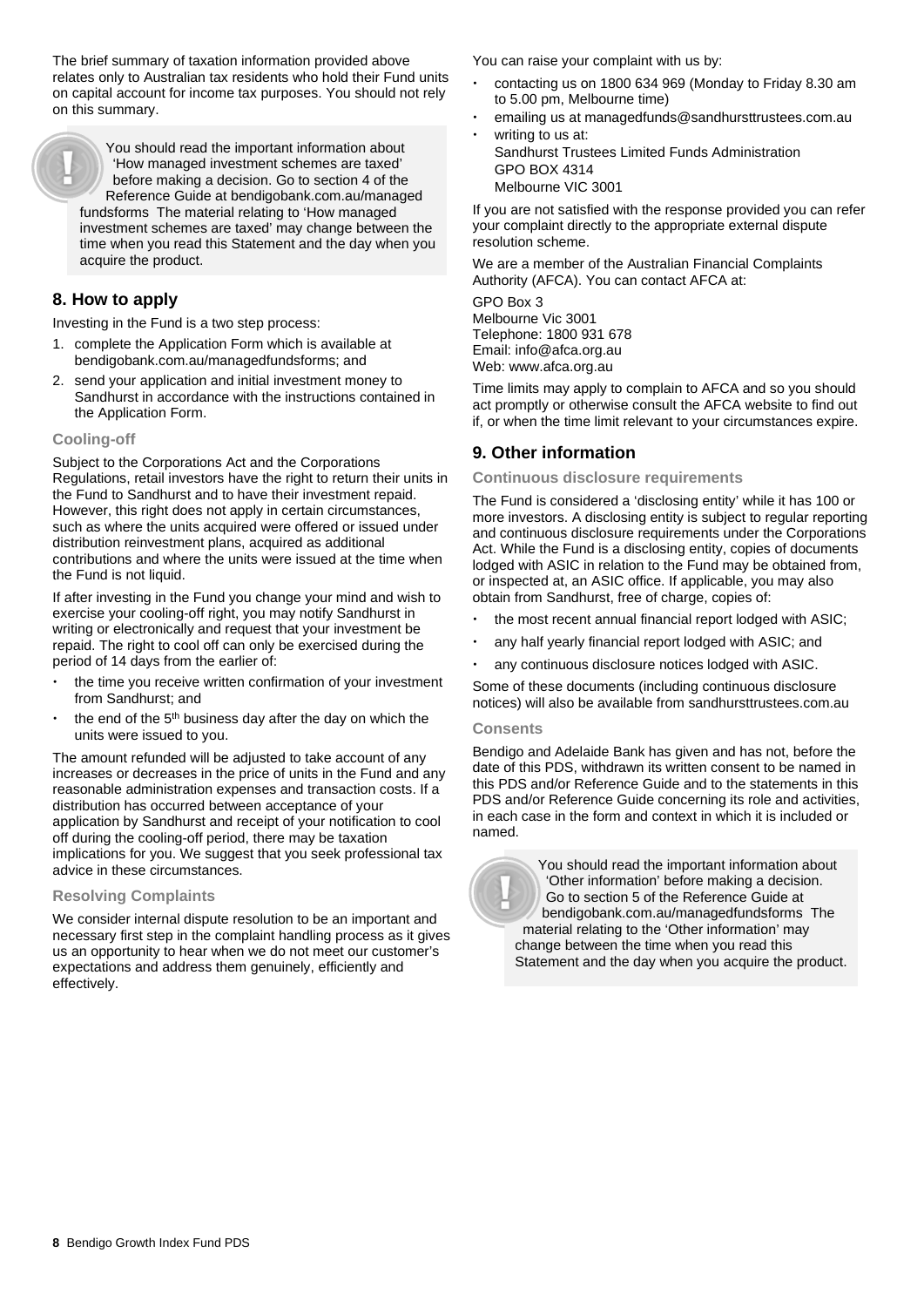The brief summary of taxation information provided above relates only to Australian tax residents who hold their Fund units on capital account for income tax purposes. You should not rely on this summary.

You should read the important information about 'How managed investment schemes are taxed' before making a decision. Go to section 4 of the Reference Guide at bendigobank.com.au/managedfundsforms The material relating to 'How managed investment schemes are taxed' may change between the time when you read this Statement and the day when you acquire the product.

## 8. How to apply

Investing in the Fund is a two step process:

1. complete the Application Form which is available at bendigobank.com.au/managedfundsforms; and
2. send your application and initial investment money to Sandhurst in accordance with the instructions contained in the Application Form.

### Cooling-off

Subject to the Corporations Act and the Corporations Regulations, retail investors have the right to return their units in the Fund to Sandhurst and to have their investment repaid. However, this right does not apply in certain circumstances, such as where the units acquired were offered or issued under distribution reinvestment plans, acquired as additional contributions and where the units were issued at the time when the Fund is not liquid.

If after investing in the Fund you change your mind and wish to exercise your cooling-off right, you may notify Sandhurst in writing or electronically and request that your investment be repaid. The right to cool off can only be exercised during the period of 14 days from the earlier of:

- the time you receive written confirmation of your investment from Sandhurst; and
- the end of the 5th business day after the day on which the units were issued to you.

The amount refunded will be adjusted to take account of any increases or decreases in the price of units in the Fund and any reasonable administration expenses and transaction costs. If a distribution has occurred between acceptance of your application by Sandhurst and receipt of your notification to cool off during the cooling-off period, there may be taxation implications for you. We suggest that you seek professional tax advice in these circumstances.

### Resolving Complaints

We consider internal dispute resolution to be an important and necessary first step in the complaint handling process as it gives us an opportunity to hear when we do not meet our customer's expectations and address them genuinely, efficiently and effectively.

You can raise your complaint with us by:

- contacting us on 1800 634 969 (Monday to Friday 8.30 am to 5.00 pm, Melbourne time)
- emailing us at managedfunds@sandhursttrustees.com.au
- writing to us at:
  Sandhurst Trustees Limited Funds Administration
  GPO BOX 4314
  Melbourne VIC 3001

If you are not satisfied with the response provided you can refer your complaint directly to the appropriate external dispute resolution scheme.

We are a member of the Australian Financial Complaints Authority (AFCA). You can contact AFCA at:

GPO Box 3
Melbourne Vic 3001
Telephone: 1800 931 678
Email: info@afca.org.au
Web: www.afca.org.au

Time limits may apply to complain to AFCA and so you should act promptly or otherwise consult the AFCA website to find out if, or when the time limit relevant to your circumstances expire.

## 9. Other information

### Continuous disclosure requirements

The Fund is considered a 'disclosing entity' while it has 100 or more investors. A disclosing entity is subject to regular reporting and continuous disclosure requirements under the Corporations Act. While the Fund is a disclosing entity, copies of documents lodged with ASIC in relation to the Fund may be obtained from, or inspected at, an ASIC office. If applicable, you may also obtain from Sandhurst, free of charge, copies of:

- the most recent annual financial report lodged with ASIC;
- any half yearly financial report lodged with ASIC; and
- any continuous disclosure notices lodged with ASIC.

Some of these documents (including continuous disclosure notices) will also be available from sandhursttrustees.com.au

### Consents

Bendigo and Adelaide Bank has given and has not, before the date of this PDS, withdrawn its written consent to be named in this PDS and/or Reference Guide and to the statements in this PDS and/or Reference Guide concerning its role and activities, in each case in the form and context in which it is included or named.

You should read the important information about 'Other information' before making a decision. Go to section 5 of the Reference Guide at bendigobank.com.au/managedfundsforms The material relating to the 'Other information' may change between the time when you read this Statement and the day when you acquire the product.